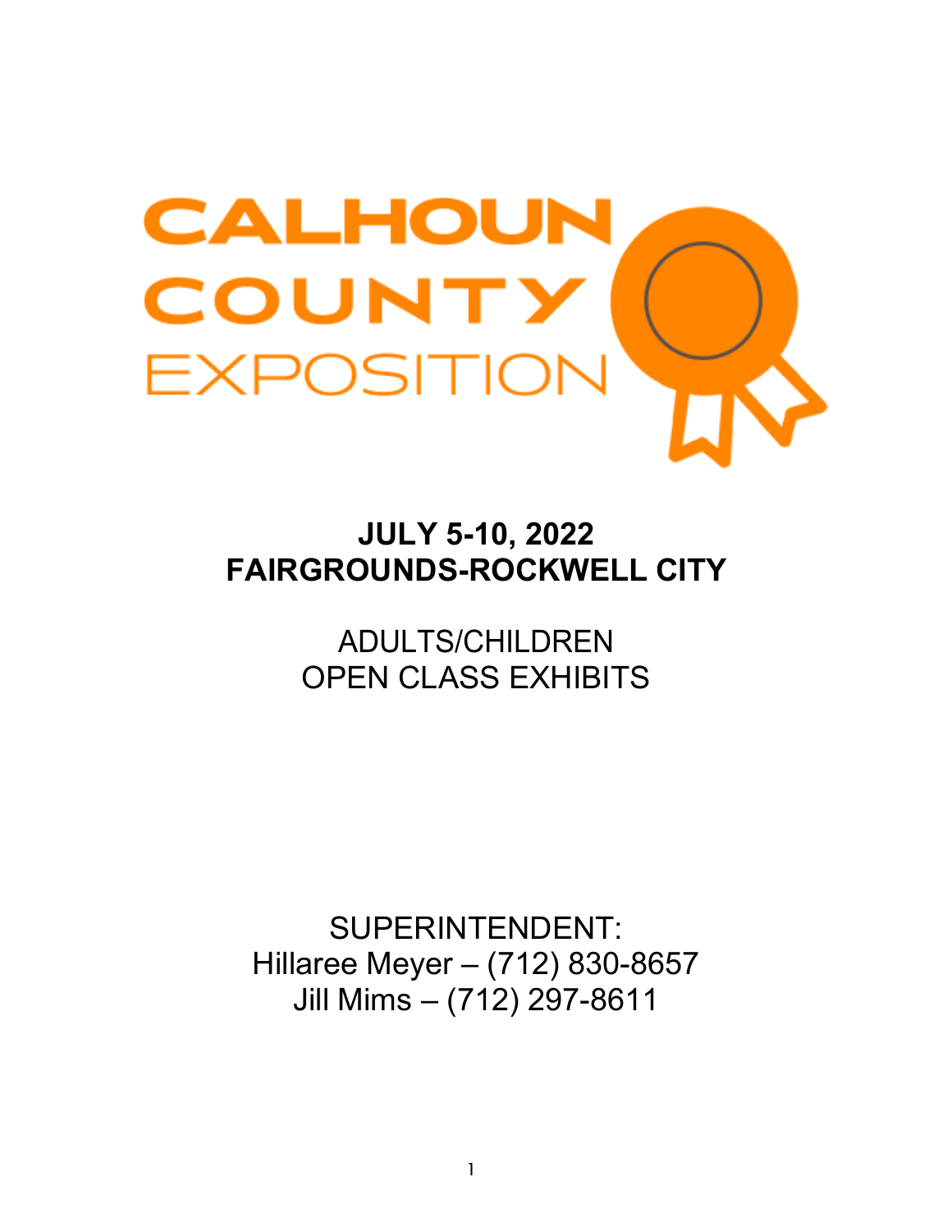# CALHOUN COUNTY EXPOSITION

**JULY 5-10, 2022**
**FAIRGROUNDS-ROCKWELL CITY**

ADULTS/CHILDREN
OPEN CLASS EXHIBITS

SUPERINTENDENT:
Hillaree Meyer – (712) 830-8657
Jill Mims – (712) 297-8611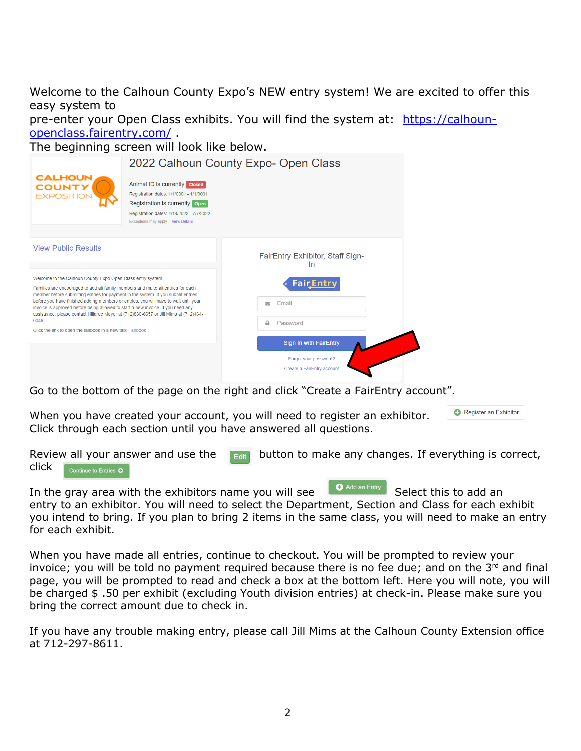Welcome to the Calhoun County Expo's NEW entry system! We are excited to offer this easy system to
pre-enter your Open Class exhibits. You will find the system at: https://calhoun-openclass.fairentry.com/ .
The beginning screen will look like below.

2022 Calhoun County Expo- Open Class

Animal ID is currently Closed
Registration dates: 1/1/0001 - 1/1/0001
Registration is currently Open
Registration dates: 4/18/2022 - 7/7/2022
Exceptions may apply View Details

View Public Results

Welcome to the Calhoun County Expo Open Class entry system.

Families are encouraged to add all family members and make all entries for each member before submitting entries for payment in the system. If you submit entries before you have finished adding members or entries, you will have to wait until your invoice is approved before being allowed to start a new invoice. If you need any assistance, please contact Hillaree Meyer at (712)830-8657 or Jill Mims at (712)464-0046.

Click the link to open the fairbook in a new tab: Fairbook

FairEntry Exhibitor, Staff Sign-In

Email

Password

Sign In with FairEntry

Forgot your password?

Create a FairEntry account

Go to the bottom of the page on the right and click "Create a FairEntry account".

When you have created your account, you will need to register an exhibitor. [Register an Exhibitor]
Click through each section until you have answered all questions.

Review all your answer and use the [Edit] button to make any changes. If everything is correct, click [Continue to Entries]

In the gray area with the exhibitors name you will see [Add an Entry] Select this to add an entry to an exhibitor. You will need to select the Department, Section and Class for each exhibit you intend to bring. If you plan to bring 2 items in the same class, you will need to make an entry for each exhibit.

When you have made all entries, continue to checkout. You will be prompted to review your invoice; you will be told no payment required because there is no fee due; and on the 3rd and final page, you will be prompted to read and check a box at the bottom left. Here you will note, you will be charged $ .50 per exhibit (excluding Youth division entries) at check-in. Please make sure you bring the correct amount due to check in.

If you have any trouble making entry, please call Jill Mims at the Calhoun County Extension office at 712-297-8611.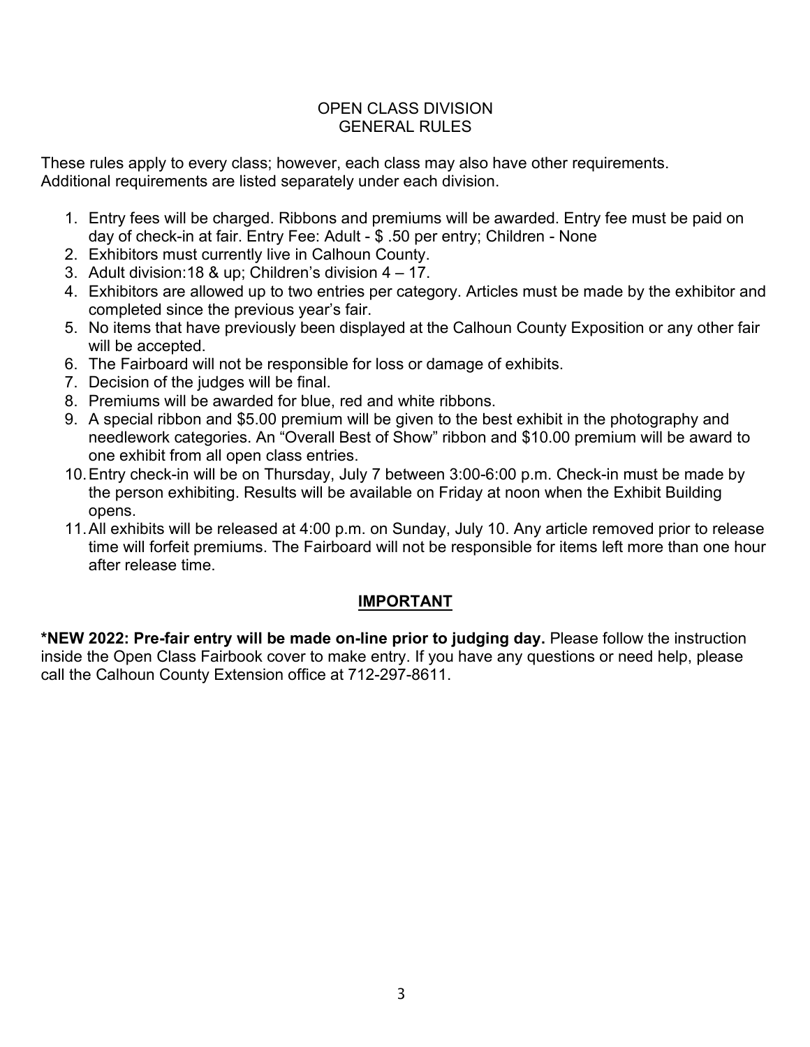# OPEN CLASS DIVISION
## GENERAL RULES

These rules apply to every class; however, each class may also have other requirements. Additional requirements are listed separately under each division.

1. Entry fees will be charged. Ribbons and premiums will be awarded. Entry fee must be paid on day of check-in at fair. Entry Fee: Adult - $ .50 per entry; Children - None
2. Exhibitors must currently live in Calhoun County.
3. Adult division:18 & up; Children's division 4 – 17.
4. Exhibitors are allowed up to two entries per category. Articles must be made by the exhibitor and completed since the previous year's fair.
5. No items that have previously been displayed at the Calhoun County Exposition or any other fair will be accepted.
6. The Fairboard will not be responsible for loss or damage of exhibits.
7. Decision of the judges will be final.
8. Premiums will be awarded for blue, red and white ribbons.
9. A special ribbon and $5.00 premium will be given to the best exhibit in the photography and needlework categories. An "Overall Best of Show" ribbon and $10.00 premium will be award to one exhibit from all open class entries.
10. Entry check-in will be on Thursday, July 7 between 3:00-6:00 p.m. Check-in must be made by the person exhibiting. Results will be available on Friday at noon when the Exhibit Building opens.
11. All exhibits will be released at 4:00 p.m. on Sunday, July 10. Any article removed prior to release time will forfeit premiums. The Fairboard will not be responsible for items left more than one hour after release time.

## IMPORTANT

**\*NEW 2022: Pre-fair entry will be made on-line prior to judging day.** Please follow the instruction inside the Open Class Fairbook cover to make entry. If you have any questions or need help, please call the Calhoun County Extension office at 712-297-8611.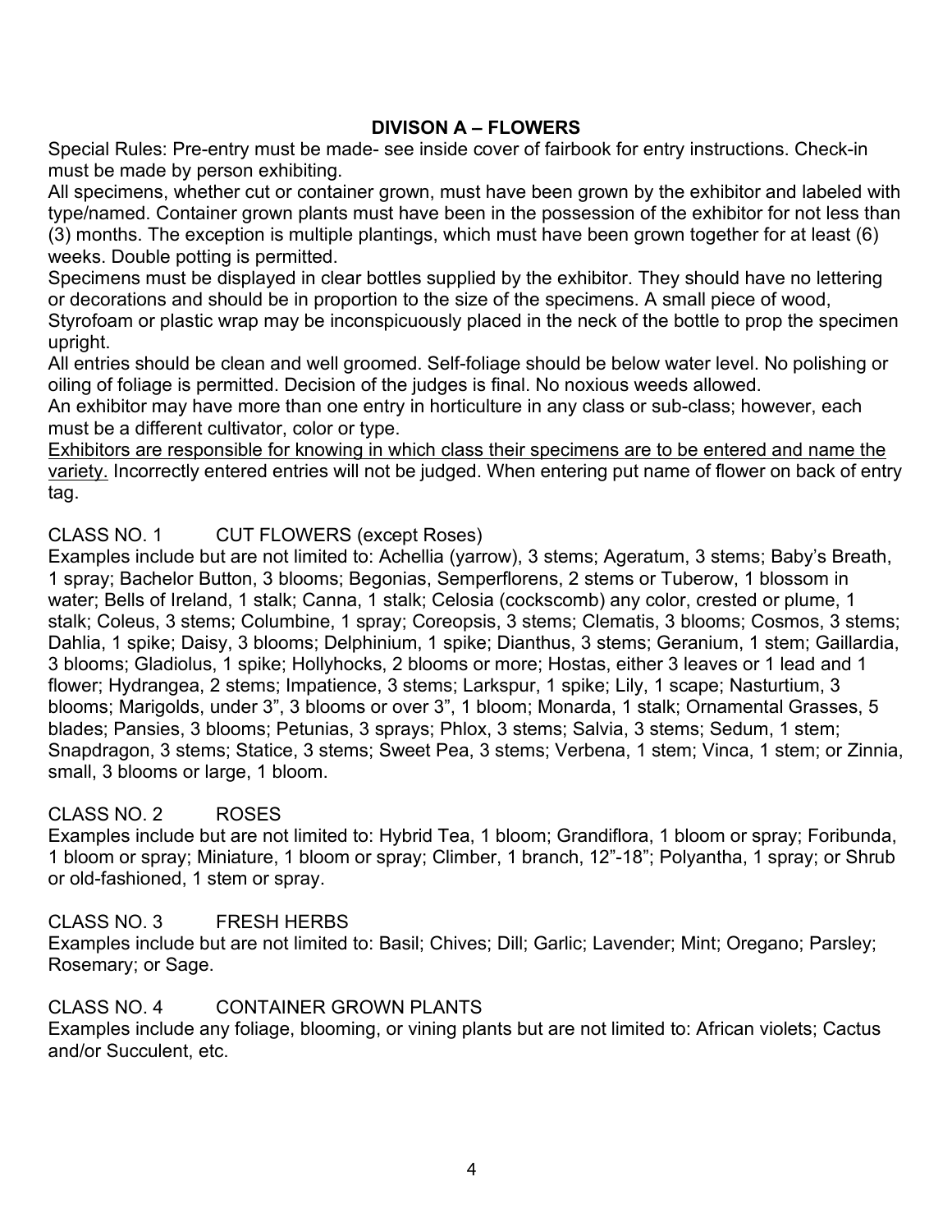## DIVISON A – FLOWERS

Special Rules: Pre-entry must be made- see inside cover of fairbook for entry instructions. Check-in must be made by person exhibiting.

All specimens, whether cut or container grown, must have been grown by the exhibitor and labeled with type/named. Container grown plants must have been in the possession of the exhibitor for not less than (3) months. The exception is multiple plantings, which must have been grown together for at least (6) weeks. Double potting is permitted.

Specimens must be displayed in clear bottles supplied by the exhibitor. They should have no lettering or decorations and should be in proportion to the size of the specimens. A small piece of wood, Styrofoam or plastic wrap may be inconspicuously placed in the neck of the bottle to prop the specimen upright.

All entries should be clean and well groomed. Self-foliage should be below water level. No polishing or oiling of foliage is permitted. Decision of the judges is final. No noxious weeds allowed.

An exhibitor may have more than one entry in horticulture in any class or sub-class; however, each must be a different cultivator, color or type.

<u>Exhibitors are responsible for knowing in which class their specimens are to be entered and name the variety.</u> Incorrectly entered entries will not be judged. When entering put name of flower on back of entry tag.

CLASS NO. 1 CUT FLOWERS (except Roses)

Examples include but are not limited to: Achellia (yarrow), 3 stems; Ageratum, 3 stems; Baby's Breath, 1 spray; Bachelor Button, 3 blooms; Begonias, Semperflorens, 2 stems or Tuberow, 1 blossom in water; Bells of Ireland, 1 stalk; Canna, 1 stalk; Celosia (cockscomb) any color, crested or plume, 1 stalk; Coleus, 3 stems; Columbine, 1 spray; Coreopsis, 3 stems; Clematis, 3 blooms; Cosmos, 3 stems; Dahlia, 1 spike; Daisy, 3 blooms; Delphinium, 1 spike; Dianthus, 3 stems; Geranium, 1 stem; Gaillardia, 3 blooms; Gladiolus, 1 spike; Hollyhocks, 2 blooms or more; Hostas, either 3 leaves or 1 lead and 1 flower; Hydrangea, 2 stems; Impatience, 3 stems; Larkspur, 1 spike; Lily, 1 scape; Nasturtium, 3 blooms; Marigolds, under 3", 3 blooms or over 3", 1 bloom; Monarda, 1 stalk; Ornamental Grasses, 5 blades; Pansies, 3 blooms; Petunias, 3 sprays; Phlox, 3 stems; Salvia, 3 stems; Sedum, 1 stem; Snapdragon, 3 stems; Statice, 3 stems; Sweet Pea, 3 stems; Verbena, 1 stem; Vinca, 1 stem; or Zinnia, small, 3 blooms or large, 1 bloom.

CLASS NO. 2 ROSES

Examples include but are not limited to: Hybrid Tea, 1 bloom; Grandiflora, 1 bloom or spray; Foribunda, 1 bloom or spray; Miniature, 1 bloom or spray; Climber, 1 branch, 12"-18"; Polyantha, 1 spray; or Shrub or old-fashioned, 1 stem or spray.

CLASS NO. 3 FRESH HERBS

Examples include but are not limited to: Basil; Chives; Dill; Garlic; Lavender; Mint; Oregano; Parsley; Rosemary; or Sage.

CLASS NO. 4 CONTAINER GROWN PLANTS

Examples include any foliage, blooming, or vining plants but are not limited to: African violets; Cactus and/or Succulent, etc.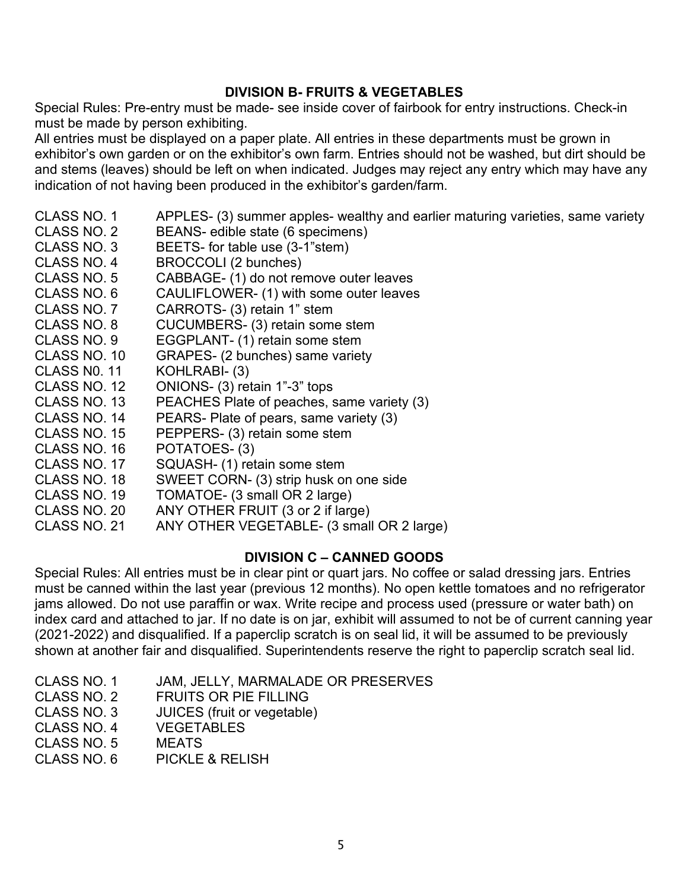## DIVISION B- FRUITS & VEGETABLES

Special Rules: Pre-entry must be made- see inside cover of fairbook for entry instructions. Check-in must be made by person exhibiting.
All entries must be displayed on a paper plate. All entries in these departments must be grown in exhibitor's own garden or on the exhibitor's own farm. Entries should not be washed, but dirt should be and stems (leaves) should be left on when indicated. Judges may reject any entry which may have any indication of not having been produced in the exhibitor's garden/farm.

| | |
|---|---|
| CLASS NO. 1 | APPLES- (3) summer apples- wealthy and earlier maturing varieties, same variety |
| CLASS NO. 2 | BEANS- edible state (6 specimens) |
| CLASS NO. 3 | BEETS- for table use (3-1"stem) |
| CLASS NO. 4 | BROCCOLI (2 bunches) |
| CLASS NO. 5 | CABBAGE- (1) do not remove outer leaves |
| CLASS NO. 6 | CAULIFLOWER- (1) with some outer leaves |
| CLASS NO. 7 | CARROTS- (3) retain 1" stem |
| CLASS NO. 8 | CUCUMBERS- (3) retain some stem |
| CLASS NO. 9 | EGGPLANT- (1) retain some stem |
| CLASS NO. 10 | GRAPES- (2 bunches) same variety |
| CLASS N0. 11 | KOHLRABI- (3) |
| CLASS NO. 12 | ONIONS- (3) retain 1"-3" tops |
| CLASS NO. 13 | PEACHES Plate of peaches, same variety (3) |
| CLASS NO. 14 | PEARS- Plate of pears, same variety (3) |
| CLASS NO. 15 | PEPPERS- (3) retain some stem |
| CLASS NO. 16 | POTATOES- (3) |
| CLASS NO. 17 | SQUASH- (1) retain some stem |
| CLASS NO. 18 | SWEET CORN- (3) strip husk on one side |
| CLASS NO. 19 | TOMATOE- (3 small OR 2 large) |
| CLASS NO. 20 | ANY OTHER FRUIT (3 or 2 if large) |
| CLASS NO. 21 | ANY OTHER VEGETABLE- (3 small OR 2 large) |

## DIVISION C – CANNED GOODS

Special Rules: All entries must be in clear pint or quart jars. No coffee or salad dressing jars. Entries must be canned within the last year (previous 12 months). No open kettle tomatoes and no refrigerator jams allowed. Do not use paraffin or wax. Write recipe and process used (pressure or water bath) on index card and attached to jar. If no date is on jar, exhibit will assumed to not be of current canning year (2021-2022) and disqualified. If a paperclip scratch is on seal lid, it will be assumed to be previously shown at another fair and disqualified. Superintendents reserve the right to paperclip scratch seal lid.

| | |
|---|---|
| CLASS NO. 1 | JAM, JELLY, MARMALADE OR PRESERVES |
| CLASS NO. 2 | FRUITS OR PIE FILLING |
| CLASS NO. 3 | JUICES (fruit or vegetable) |
| CLASS NO. 4 | VEGETABLES |
| CLASS NO. 5 | MEATS |
| CLASS NO. 6 | PICKLE & RELISH |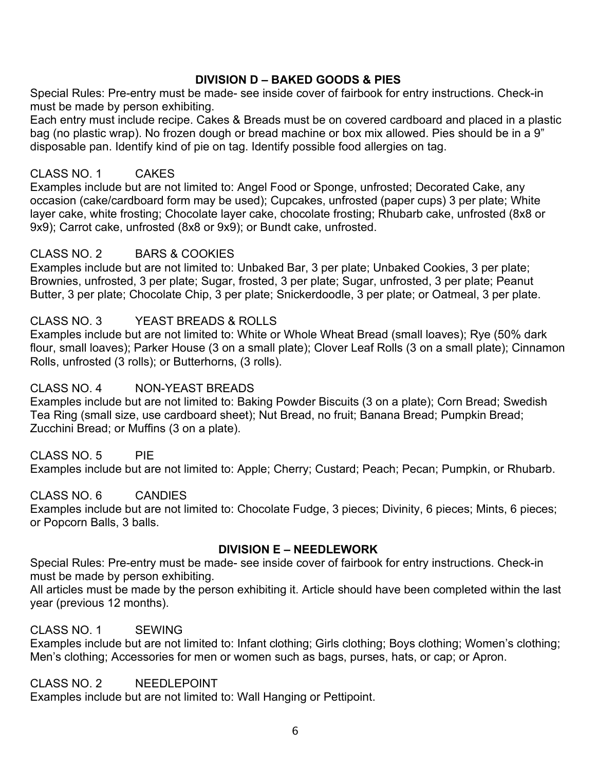## DIVISION D – BAKED GOODS & PIES

Special Rules: Pre-entry must be made- see inside cover of fairbook for entry instructions. Check-in must be made by person exhibiting.

Each entry must include recipe. Cakes & Breads must be on covered cardboard and placed in a plastic bag (no plastic wrap). No frozen dough or bread machine or box mix allowed. Pies should be in a 9" disposable pan. Identify kind of pie on tag. Identify possible food allergies on tag.

### CLASS NO. 1 CAKES

Examples include but are not limited to: Angel Food or Sponge, unfrosted; Decorated Cake, any occasion (cake/cardboard form may be used); Cupcakes, unfrosted (paper cups) 3 per plate; White layer cake, white frosting; Chocolate layer cake, chocolate frosting; Rhubarb cake, unfrosted (8x8 or 9x9); Carrot cake, unfrosted (8x8 or 9x9); or Bundt cake, unfrosted.

### CLASS NO. 2 BARS & COOKIES

Examples include but are not limited to: Unbaked Bar, 3 per plate; Unbaked Cookies, 3 per plate; Brownies, unfrosted, 3 per plate; Sugar, frosted, 3 per plate; Sugar, unfrosted, 3 per plate; Peanut Butter, 3 per plate; Chocolate Chip, 3 per plate; Snickerdoodle, 3 per plate; or Oatmeal, 3 per plate.

### CLASS NO. 3 YEAST BREADS & ROLLS

Examples include but are not limited to: White or Whole Wheat Bread (small loaves); Rye (50% dark flour, small loaves); Parker House (3 on a small plate); Clover Leaf Rolls (3 on a small plate); Cinnamon Rolls, unfrosted (3 rolls); or Butterhorns, (3 rolls).

### CLASS NO. 4 NON-YEAST BREADS

Examples include but are not limited to: Baking Powder Biscuits (3 on a plate); Corn Bread; Swedish Tea Ring (small size, use cardboard sheet); Nut Bread, no fruit; Banana Bread; Pumpkin Bread; Zucchini Bread; or Muffins (3 on a plate).

### CLASS NO. 5 PIE

Examples include but are not limited to: Apple; Cherry; Custard; Peach; Pecan; Pumpkin, or Rhubarb.

### CLASS NO. 6 CANDIES

Examples include but are not limited to: Chocolate Fudge, 3 pieces; Divinity, 6 pieces; Mints, 6 pieces; or Popcorn Balls, 3 balls.

## DIVISION E – NEEDLEWORK

Special Rules: Pre-entry must be made- see inside cover of fairbook for entry instructions. Check-in must be made by person exhibiting.

All articles must be made by the person exhibiting it. Article should have been completed within the last year (previous 12 months).

### CLASS NO. 1 SEWING

Examples include but are not limited to: Infant clothing; Girls clothing; Boys clothing; Women's clothing; Men's clothing; Accessories for men or women such as bags, purses, hats, or cap; or Apron.

### CLASS NO. 2 NEEDLEPOINT

Examples include but are not limited to: Wall Hanging or Pettipoint.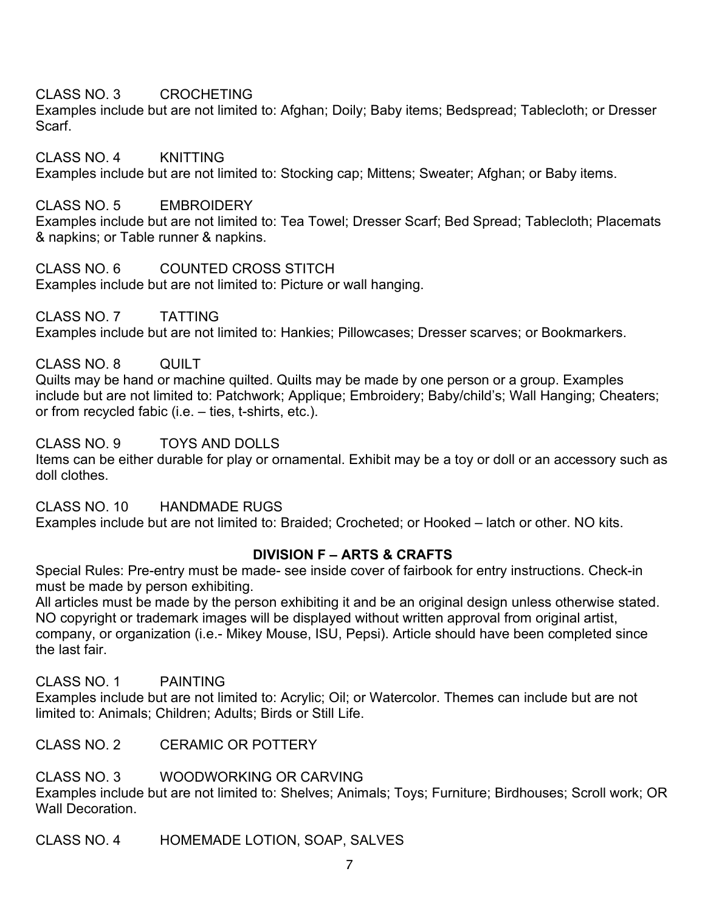CLASS NO. 3 CROCHETING
Examples include but are not limited to: Afghan; Doily; Baby items; Bedspread; Tablecloth; or Dresser Scarf.

CLASS NO. 4 KNITTING
Examples include but are not limited to: Stocking cap; Mittens; Sweater; Afghan; or Baby items.

CLASS NO. 5 EMBROIDERY
Examples include but are not limited to: Tea Towel; Dresser Scarf; Bed Spread; Tablecloth; Placemats & napkins; or Table runner & napkins.

CLASS NO. 6 COUNTED CROSS STITCH
Examples include but are not limited to: Picture or wall hanging.

CLASS NO. 7 TATTING
Examples include but are not limited to: Hankies; Pillowcases; Dresser scarves; or Bookmarkers.

CLASS NO. 8 QUILT
Quilts may be hand or machine quilted. Quilts may be made by one person or a group. Examples include but are not limited to: Patchwork; Applique; Embroidery; Baby/child's; Wall Hanging; Cheaters; or from recycled fabic (i.e. – ties, t-shirts, etc.).

CLASS NO. 9 TOYS AND DOLLS
Items can be either durable for play or ornamental. Exhibit may be a toy or doll or an accessory such as doll clothes.

CLASS NO. 10 HANDMADE RUGS
Examples include but are not limited to: Braided; Crocheted; or Hooked – latch or other. NO kits.

## DIVISION F – ARTS & CRAFTS

Special Rules: Pre-entry must be made- see inside cover of fairbook for entry instructions. Check-in must be made by person exhibiting.
All articles must be made by the person exhibiting it and be an original design unless otherwise stated. NO copyright or trademark images will be displayed without written approval from original artist, company, or organization (i.e.- Mikey Mouse, ISU, Pepsi). Article should have been completed since the last fair.

CLASS NO. 1 PAINTING
Examples include but are not limited to: Acrylic; Oil; or Watercolor. Themes can include but are not limited to: Animals; Children; Adults; Birds or Still Life.

CLASS NO. 2 CERAMIC OR POTTERY

CLASS NO. 3 WOODWORKING OR CARVING
Examples include but are not limited to: Shelves; Animals; Toys; Furniture; Birdhouses; Scroll work; OR Wall Decoration.

CLASS NO. 4 HOMEMADE LOTION, SOAP, SALVES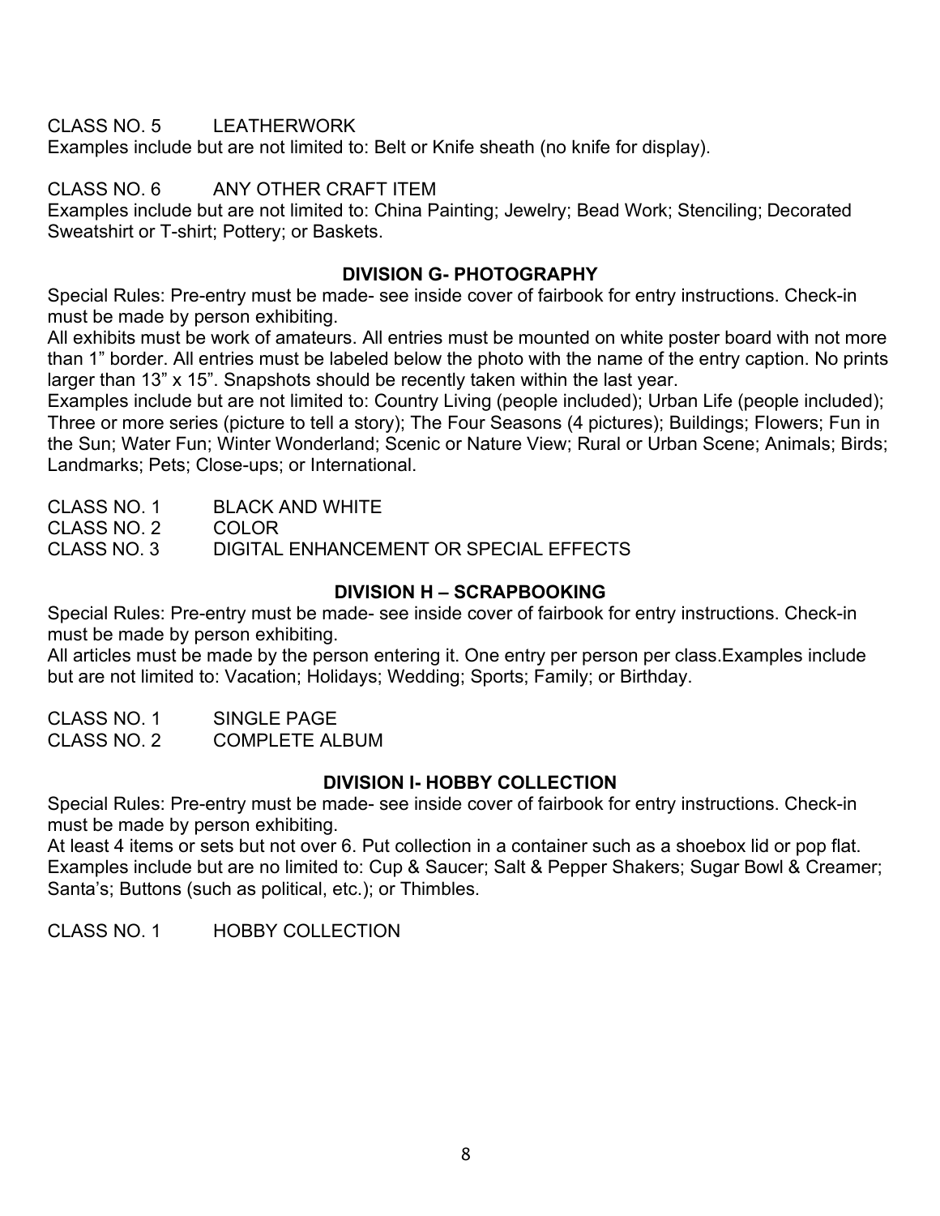CLASS NO. 5 LEATHERWORK

Examples include but are not limited to: Belt or Knife sheath (no knife for display).

CLASS NO. 6 ANY OTHER CRAFT ITEM

Examples include but are not limited to: China Painting; Jewelry; Bead Work; Stenciling; Decorated Sweatshirt or T-shirt; Pottery; or Baskets.

## DIVISION G- PHOTOGRAPHY

Special Rules: Pre-entry must be made- see inside cover of fairbook for entry instructions. Check-in must be made by person exhibiting.

All exhibits must be work of amateurs. All entries must be mounted on white poster board with not more than 1" border. All entries must be labeled below the photo with the name of the entry caption. No prints larger than 13" x 15". Snapshots should be recently taken within the last year.

Examples include but are not limited to: Country Living (people included); Urban Life (people included); Three or more series (picture to tell a story); The Four Seasons (4 pictures); Buildings; Flowers; Fun in the Sun; Water Fun; Winter Wonderland; Scenic or Nature View; Rural or Urban Scene; Animals; Birds; Landmarks; Pets; Close-ups; or International.

CLASS NO. 1 BLACK AND WHITE
CLASS NO. 2 COLOR
CLASS NO. 3 DIGITAL ENHANCEMENT OR SPECIAL EFFECTS

## DIVISION H – SCRAPBOOKING

Special Rules: Pre-entry must be made- see inside cover of fairbook for entry instructions. Check-in must be made by person exhibiting.

All articles must be made by the person entering it. One entry per person per class.Examples include but are not limited to: Vacation; Holidays; Wedding; Sports; Family; or Birthday.

CLASS NO. 1 SINGLE PAGE
CLASS NO. 2 COMPLETE ALBUM

## DIVISION I- HOBBY COLLECTION

Special Rules: Pre-entry must be made- see inside cover of fairbook for entry instructions. Check-in must be made by person exhibiting.

At least 4 items or sets but not over 6. Put collection in a container such as a shoebox lid or pop flat. Examples include but are no limited to: Cup & Saucer; Salt & Pepper Shakers; Sugar Bowl & Creamer; Santa's; Buttons (such as political, etc.); or Thimbles.

CLASS NO. 1 HOBBY COLLECTION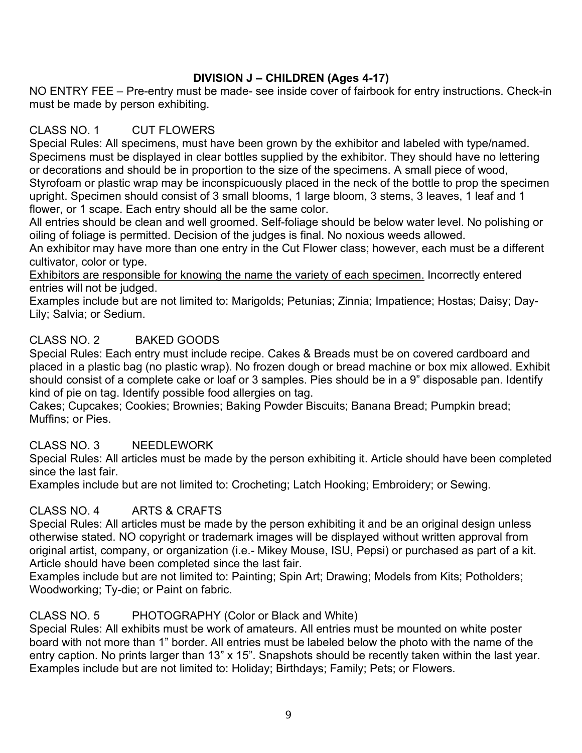## DIVISION J – CHILDREN (Ages 4-17)

NO ENTRY FEE – Pre-entry must be made- see inside cover of fairbook for entry instructions. Check-in must be made by person exhibiting.

### CLASS NO. 1 CUT FLOWERS

Special Rules: All specimens, must have been grown by the exhibitor and labeled with type/named. Specimens must be displayed in clear bottles supplied by the exhibitor. They should have no lettering or decorations and should be in proportion to the size of the specimens. A small piece of wood, Styrofoam or plastic wrap may be inconspicuously placed in the neck of the bottle to prop the specimen upright. Specimen should consist of 3 small blooms, 1 large bloom, 3 stems, 3 leaves, 1 leaf and 1 flower, or 1 scape. Each entry should all be the same color.

All entries should be clean and well groomed. Self-foliage should be below water level. No polishing or oiling of foliage is permitted. Decision of the judges is final. No noxious weeds allowed.

An exhibitor may have more than one entry in the Cut Flower class; however, each must be a different cultivator, color or type.

<u>Exhibitors are responsible for knowing the name the variety of each specimen.</u> Incorrectly entered entries will not be judged.

Examples include but are not limited to: Marigolds; Petunias; Zinnia; Impatience; Hostas; Daisy; Day-Lily; Salvia; or Sedium.

### CLASS NO. 2 BAKED GOODS

Special Rules: Each entry must include recipe. Cakes & Breads must be on covered cardboard and placed in a plastic bag (no plastic wrap). No frozen dough or bread machine or box mix allowed. Exhibit should consist of a complete cake or loaf or 3 samples. Pies should be in a 9" disposable pan. Identify kind of pie on tag. Identify possible food allergies on tag.

Cakes; Cupcakes; Cookies; Brownies; Baking Powder Biscuits; Banana Bread; Pumpkin bread; Muffins; or Pies.

### CLASS NO. 3 NEEDLEWORK

Special Rules: All articles must be made by the person exhibiting it. Article should have been completed since the last fair.

Examples include but are not limited to: Crocheting; Latch Hooking; Embroidery; or Sewing.

### CLASS NO. 4 ARTS & CRAFTS

Special Rules: All articles must be made by the person exhibiting it and be an original design unless otherwise stated. NO copyright or trademark images will be displayed without written approval from original artist, company, or organization (i.e.- Mikey Mouse, ISU, Pepsi) or purchased as part of a kit. Article should have been completed since the last fair.

Examples include but are not limited to: Painting; Spin Art; Drawing; Models from Kits; Potholders; Woodworking; Ty-die; or Paint on fabric.

### CLASS NO. 5 PHOTOGRAPHY (Color or Black and White)

Special Rules: All exhibits must be work of amateurs. All entries must be mounted on white poster board with not more than 1" border. All entries must be labeled below the photo with the name of the entry caption. No prints larger than 13" x 15". Snapshots should be recently taken within the last year.

Examples include but are not limited to: Holiday; Birthdays; Family; Pets; or Flowers.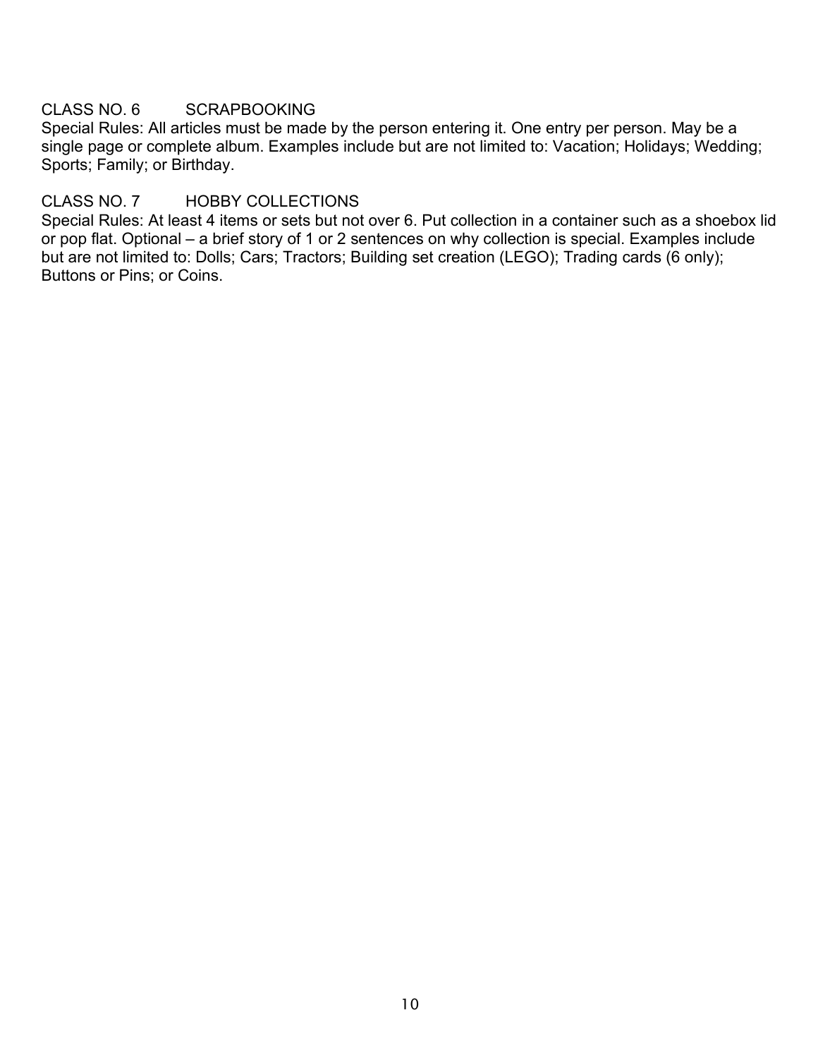## CLASS NO. 6 SCRAPBOOKING

Special Rules: All articles must be made by the person entering it. One entry per person. May be a single page or complete album. Examples include but are not limited to: Vacation; Holidays; Wedding; Sports; Family; or Birthday.

## CLASS NO. 7 HOBBY COLLECTIONS

Special Rules: At least 4 items or sets but not over 6. Put collection in a container such as a shoebox lid or pop flat. Optional – a brief story of 1 or 2 sentences on why collection is special. Examples include but are not limited to: Dolls; Cars; Tractors; Building set creation (LEGO); Trading cards (6 only); Buttons or Pins; or Coins.